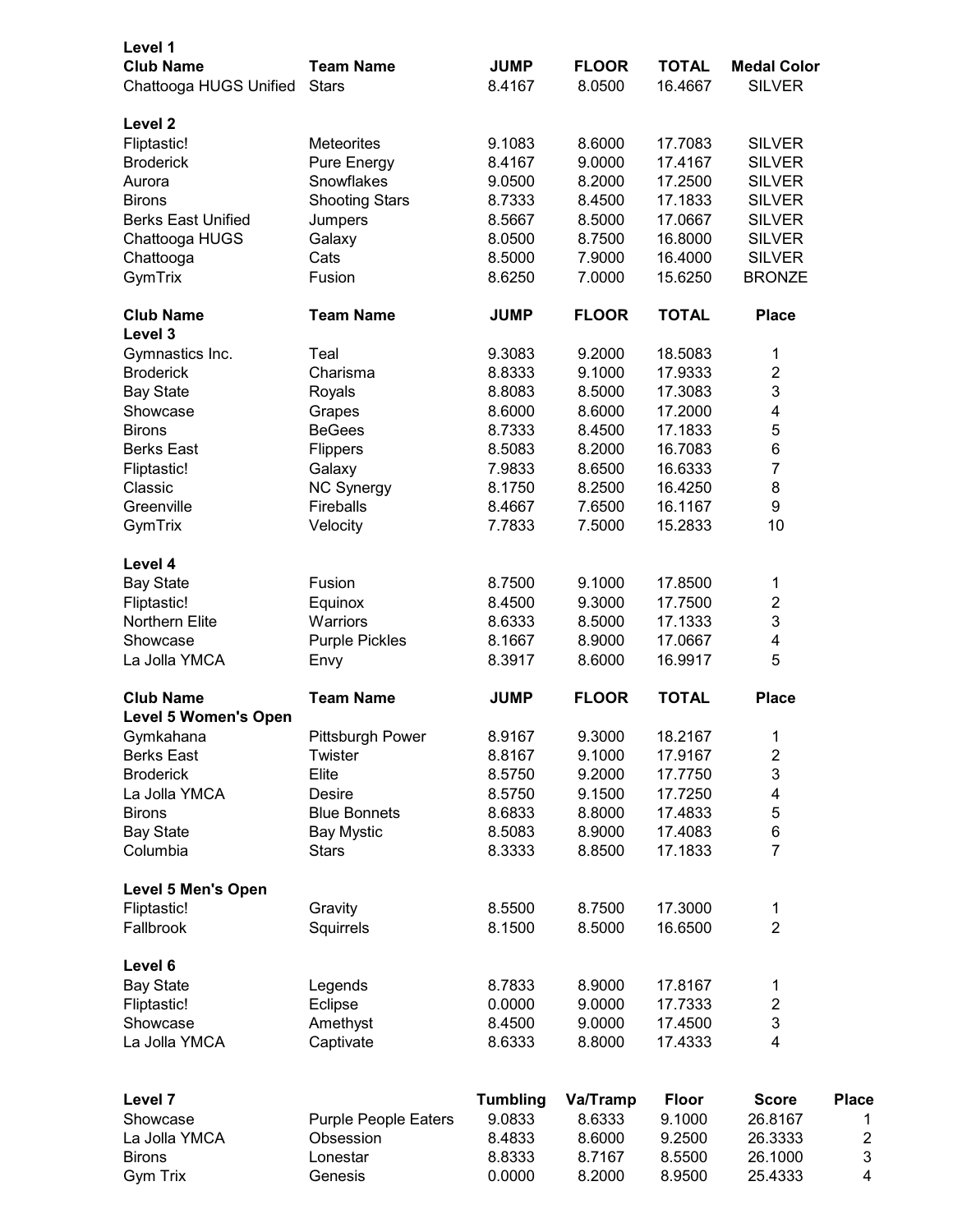**Level 1**

| Club Name | Team Name | JUMP | FLOOR | TOTAL | Medal Color |
|---|---|---|---|---|---|
| Chattooga HUGS Unified | Stars | 8.4167 | 8.0500 | 16.4667 | SILVER |

**Level 2**

| Club Name | Team Name | JUMP | FLOOR | TOTAL | Medal Color |
|---|---|---|---|---|---|
| Fliptastic! | Meteorites | 9.1083 | 8.6000 | 17.7083 | SILVER |
| Broderick | Pure Energy | 8.4167 | 9.0000 | 17.4167 | SILVER |
| Aurora | Snowflakes | 9.0500 | 8.2000 | 17.2500 | SILVER |
| Birons | Shooting Stars | 8.7333 | 8.4500 | 17.1833 | SILVER |
| Berks East Unified | Jumpers | 8.5667 | 8.5000 | 17.0667 | SILVER |
| Chattooga HUGS | Galaxy | 8.0500 | 8.7500 | 16.8000 | SILVER |
| Chattooga | Cats | 8.5000 | 7.9000 | 16.4000 | SILVER |
| GymTrix | Fusion | 8.6250 | 7.0000 | 15.6250 | BRONZE |

**Level 3**

| Club Name | Team Name | JUMP | FLOOR | TOTAL | Place |
|---|---|---|---|---|---|
| Gymnastics Inc. | Teal | 9.3083 | 9.2000 | 18.5083 | 1 |
| Broderick | Charisma | 8.8333 | 9.1000 | 17.9333 | 2 |
| Bay State | Royals | 8.8083 | 8.5000 | 17.3083 | 3 |
| Showcase | Grapes | 8.6000 | 8.6000 | 17.2000 | 4 |
| Birons | BeGees | 8.7333 | 8.4500 | 17.1833 | 5 |
| Berks East | Flippers | 8.5083 | 8.2000 | 16.7083 | 6 |
| Fliptastic! | Galaxy | 7.9833 | 8.6500 | 16.6333 | 7 |
| Classic | NC Synergy | 8.1750 | 8.2500 | 16.4250 | 8 |
| Greenville | Fireballs | 8.4667 | 7.6500 | 16.1167 | 9 |
| GymTrix | Velocity | 7.7833 | 7.5000 | 15.2833 | 10 |

**Level 4**

| Club Name | Team Name | JUMP | FLOOR | TOTAL | Place |
|---|---|---|---|---|---|
| Bay State | Fusion | 8.7500 | 9.1000 | 17.8500 | 1 |
| Fliptastic! | Equinox | 8.4500 | 9.3000 | 17.7500 | 2 |
| Northern Elite | Warriors | 8.6333 | 8.5000 | 17.1333 | 3 |
| Showcase | Purple Pickles | 8.1667 | 8.9000 | 17.0667 | 4 |
| La Jolla YMCA | Envy | 8.3917 | 8.6000 | 16.9917 | 5 |

**Level 5 Women's Open**

| Club Name | Team Name | JUMP | FLOOR | TOTAL | Place |
|---|---|---|---|---|---|
| Gymkahana | Pittsburgh Power | 8.9167 | 9.3000 | 18.2167 | 1 |
| Berks East | Twister | 8.8167 | 9.1000 | 17.9167 | 2 |
| Broderick | Elite | 8.5750 | 9.2000 | 17.7750 | 3 |
| La Jolla YMCA | Desire | 8.5750 | 9.1500 | 17.7250 | 4 |
| Birons | Blue Bonnets | 8.6833 | 8.8000 | 17.4833 | 5 |
| Bay State | Bay Mystic | 8.5083 | 8.9000 | 17.4083 | 6 |
| Columbia | Stars | 8.3333 | 8.8500 | 17.1833 | 7 |

**Level 5 Men's Open**

| Club Name | Team Name | JUMP | FLOOR | TOTAL | Place |
|---|---|---|---|---|---|
| Fliptastic! | Gravity | 8.5500 | 8.7500 | 17.3000 | 1 |
| Fallbrook | Squirrels | 8.1500 | 8.5000 | 16.6500 | 2 |

**Level 6**

| Club Name | Team Name | JUMP | FLOOR | TOTAL | Place |
|---|---|---|---|---|---|
| Bay State | Legends | 8.7833 | 8.9000 | 17.8167 | 1 |
| Fliptastic! | Eclipse | 0.0000 | 9.0000 | 17.7333 | 2 |
| Showcase | Amethyst | 8.4500 | 9.0000 | 17.4500 | 3 |
| La Jolla YMCA | Captivate | 8.6333 | 8.8000 | 17.4333 | 4 |

**Level 7**

| Club Name | Team Name | Tumbling | Va/Tramp | Floor | Score | Place |
|---|---|---|---|---|---|---|
| Showcase | Purple People Eaters | 9.0833 | 8.6333 | 9.1000 | 26.8167 | 1 |
| La Jolla YMCA | Obsession | 8.4833 | 8.6000 | 9.2500 | 26.3333 | 2 |
| Birons | Lonestar | 8.8333 | 8.7167 | 8.5500 | 26.1000 | 3 |
| Gym Trix | Genesis | 0.0000 | 8.2000 | 8.9500 | 25.4333 | 4 |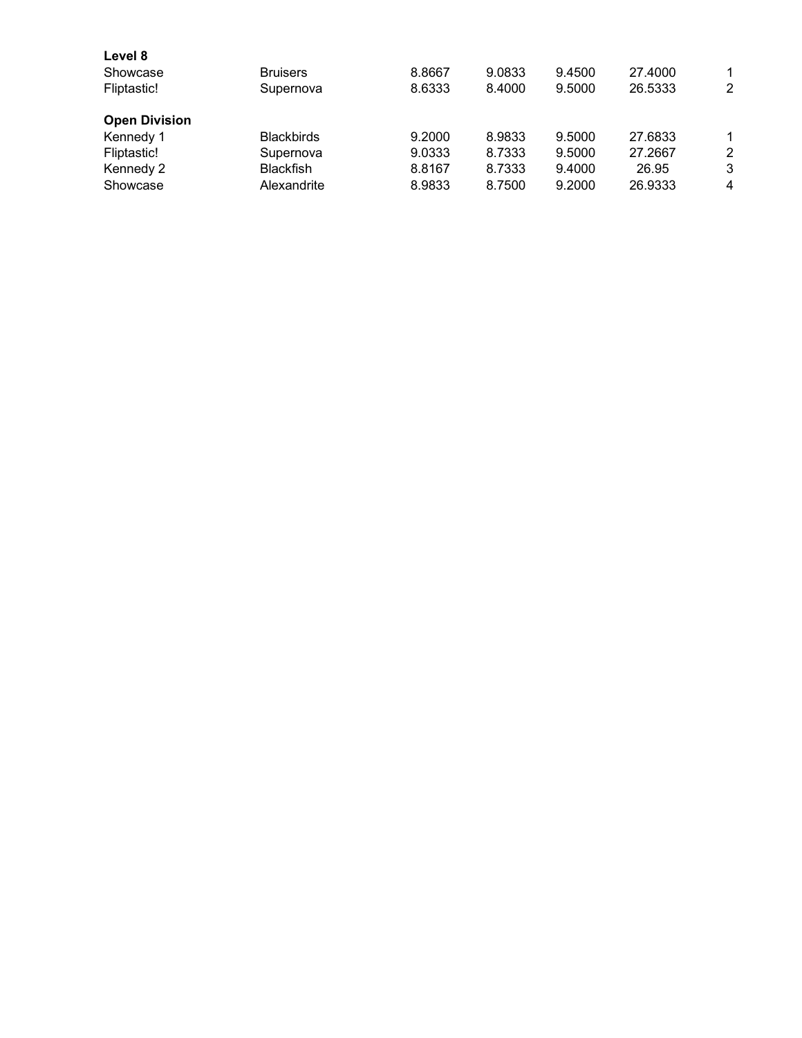**Level 8**

| | | | | | | |
|---|---|---|---|---|---|---|
| Showcase | Bruisers | 8.8667 | 9.0833 | 9.4500 | 27.4000 | 1 |
| Fliptastic! | Supernova | 8.6333 | 8.4000 | 9.5000 | 26.5333 | 2 |

**Open Division**

| | | | | | | |
|---|---|---|---|---|---|---|
| Kennedy 1 | Blackbirds | 9.2000 | 8.9833 | 9.5000 | 27.6833 | 1 |
| Fliptastic! | Supernova | 9.0333 | 8.7333 | 9.5000 | 27.2667 | 2 |
| Kennedy 2 | Blackfish | 8.8167 | 8.7333 | 9.4000 | 26.95 | 3 |
| Showcase | Alexandrite | 8.9833 | 8.7500 | 9.2000 | 26.9333 | 4 |